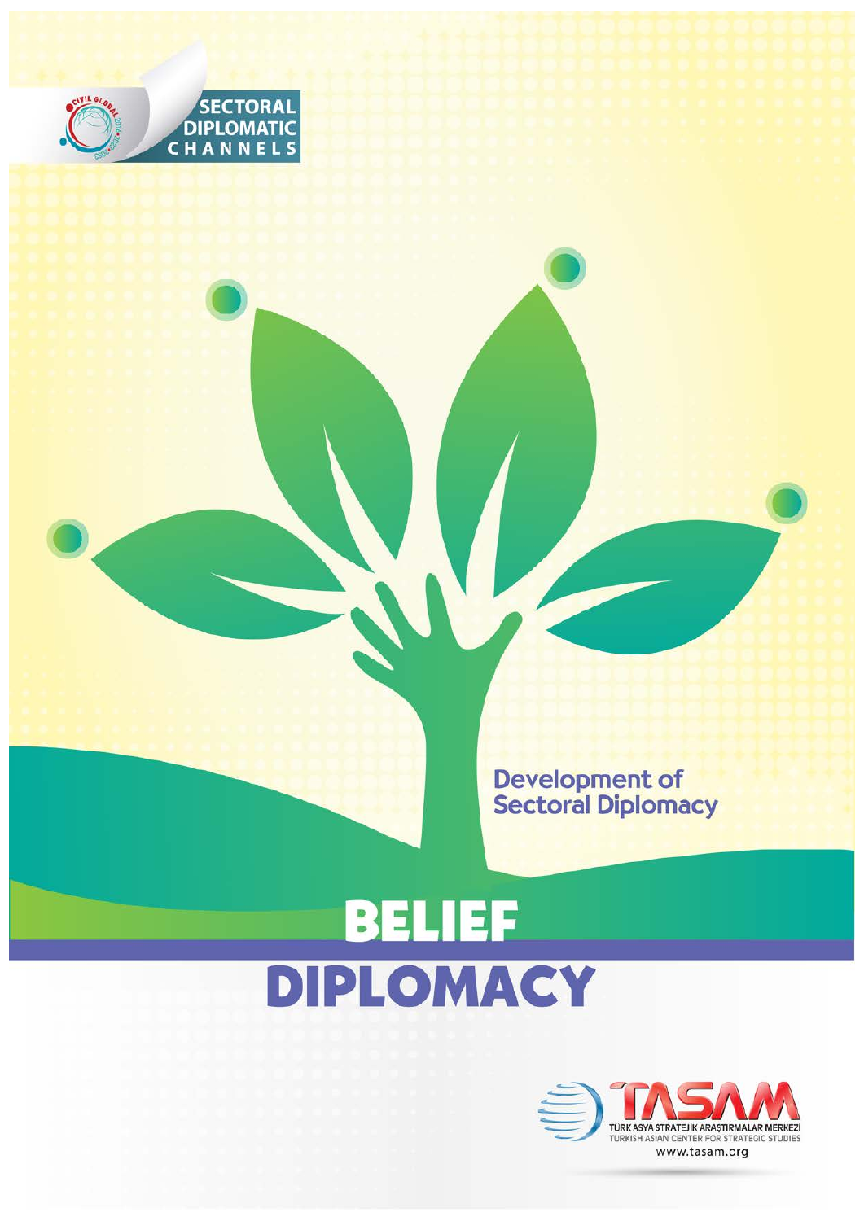SECTORAL DIPLOMATIC CHANNELS

Development of Sectoral Diplomacy

# BELIEF DIPLOMACY

TÜRK ASYA STRATEJİK ARAŞTIRMALAR MERKEZİ

TURKISH ASIAN CENTER FOR STRATEGIC STUDIES

www.tasam.org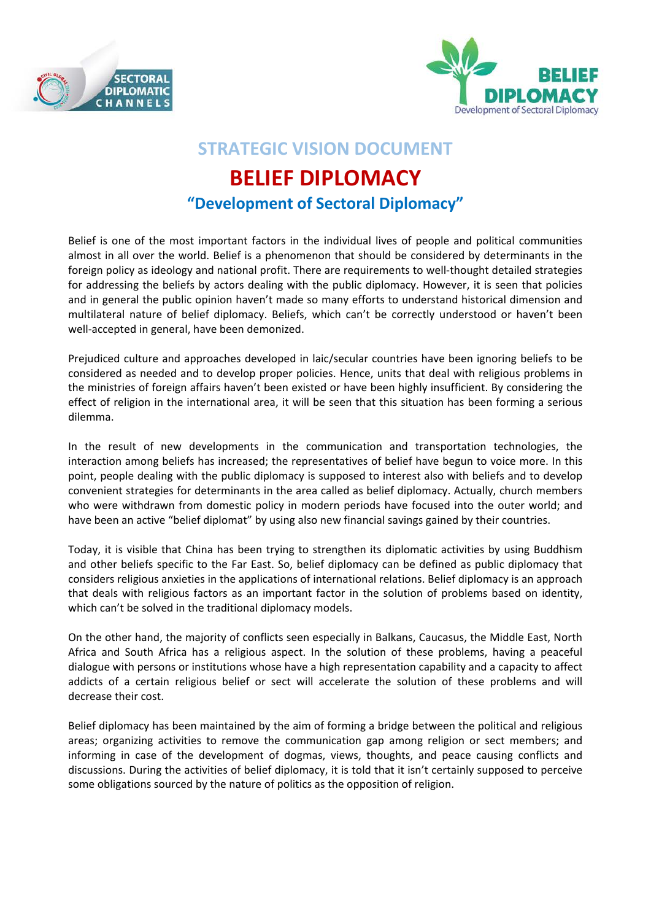## STRATEGIC VISION DOCUMENT

# BELIEF DIPLOMACY

### "Development of Sectoral Diplomacy"

Belief is one of the most important factors in the individual lives of people and political communities almost in all over the world. Belief is a phenomenon that should be considered by determinants in the foreign policy as ideology and national profit. There are requirements to well-thought detailed strategies for addressing the beliefs by actors dealing with the public diplomacy. However, it is seen that policies and in general the public opinion haven't made so many efforts to understand historical dimension and multilateral nature of belief diplomacy. Beliefs, which can't be correctly understood or haven't been well-accepted in general, have been demonized.

Prejudiced culture and approaches developed in laic/secular countries have been ignoring beliefs to be considered as needed and to develop proper policies. Hence, units that deal with religious problems in the ministries of foreign affairs haven't been existed or have been highly insufficient. By considering the effect of religion in the international area, it will be seen that this situation has been forming a serious dilemma.

In the result of new developments in the communication and transportation technologies, the interaction among beliefs has increased; the representatives of belief have begun to voice more. In this point, people dealing with the public diplomacy is supposed to interest also with beliefs and to develop convenient strategies for determinants in the area called as belief diplomacy. Actually, church members who were withdrawn from domestic policy in modern periods have focused into the outer world; and have been an active "belief diplomat" by using also new financial savings gained by their countries.

Today, it is visible that China has been trying to strengthen its diplomatic activities by using Buddhism and other beliefs specific to the Far East. So, belief diplomacy can be defined as public diplomacy that considers religious anxieties in the applications of international relations. Belief diplomacy is an approach that deals with religious factors as an important factor in the solution of problems based on identity, which can't be solved in the traditional diplomacy models.

On the other hand, the majority of conflicts seen especially in Balkans, Caucasus, the Middle East, North Africa and South Africa has a religious aspect. In the solution of these problems, having a peaceful dialogue with persons or institutions whose have a high representation capability and a capacity to affect addicts of a certain religious belief or sect will accelerate the solution of these problems and will decrease their cost.

Belief diplomacy has been maintained by the aim of forming a bridge between the political and religious areas; organizing activities to remove the communication gap among religion or sect members; and informing in case of the development of dogmas, views, thoughts, and peace causing conflicts and discussions. During the activities of belief diplomacy, it is told that it isn't certainly supposed to perceive some obligations sourced by the nature of politics as the opposition of religion.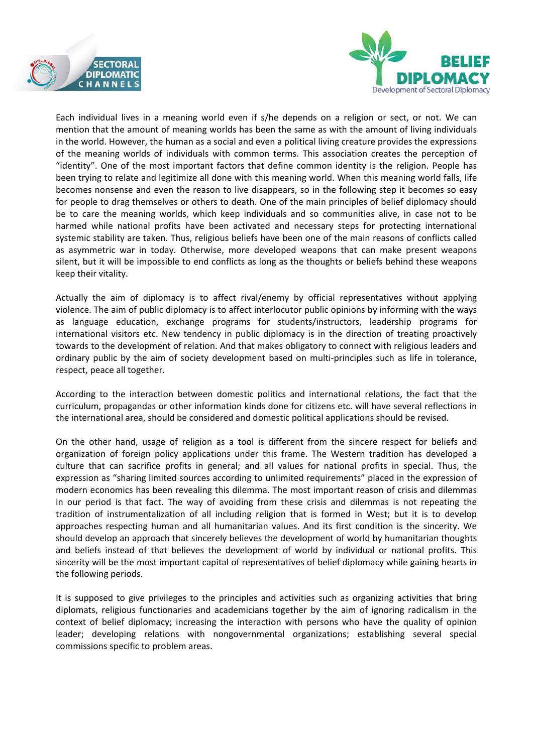Each individual lives in a meaning world even if s/he depends on a religion or sect, or not. We can mention that the amount of meaning worlds has been the same as with the amount of living individuals in the world. However, the human as a social and even a political living creature provides the expressions of the meaning worlds of individuals with common terms. This association creates the perception of "identity". One of the most important factors that define common identity is the religion. People has been trying to relate and legitimize all done with this meaning world. When this meaning world falls, life becomes nonsense and even the reason to live disappears, so in the following step it becomes so easy for people to drag themselves or others to death. One of the main principles of belief diplomacy should be to care the meaning worlds, which keep individuals and so communities alive, in case not to be harmed while national profits have been activated and necessary steps for protecting international systemic stability are taken. Thus, religious beliefs have been one of the main reasons of conflicts called as asymmetric war in today. Otherwise, more developed weapons that can make present weapons silent, but it will be impossible to end conflicts as long as the thoughts or beliefs behind these weapons keep their vitality.

Actually the aim of diplomacy is to affect rival/enemy by official representatives without applying violence. The aim of public diplomacy is to affect interlocutor public opinions by informing with the ways as language education, exchange programs for students/instructors, leadership programs for international visitors etc. New tendency in public diplomacy is in the direction of treating proactively towards to the development of relation. And that makes obligatory to connect with religious leaders and ordinary public by the aim of society development based on multi-principles such as life in tolerance, respect, peace all together.

According to the interaction between domestic politics and international relations, the fact that the curriculum, propagandas or other information kinds done for citizens etc. will have several reflections in the international area, should be considered and domestic political applications should be revised.

On the other hand, usage of religion as a tool is different from the sincere respect for beliefs and organization of foreign policy applications under this frame. The Western tradition has developed a culture that can sacrifice profits in general; and all values for national profits in special. Thus, the expression as "sharing limited sources according to unlimited requirements" placed in the expression of modern economics has been revealing this dilemma. The most important reason of crisis and dilemmas in our period is that fact. The way of avoiding from these crisis and dilemmas is not repeating the tradition of instrumentalization of all including religion that is formed in West; but it is to develop approaches respecting human and all humanitarian values. And its first condition is the sincerity. We should develop an approach that sincerely believes the development of world by humanitarian thoughts and beliefs instead of that believes the development of world by individual or national profits. This sincerity will be the most important capital of representatives of belief diplomacy while gaining hearts in the following periods.

It is supposed to give privileges to the principles and activities such as organizing activities that bring diplomats, religious functionaries and academicians together by the aim of ignoring radicalism in the context of belief diplomacy; increasing the interaction with persons who have the quality of opinion leader; developing relations with nongovernmental organizations; establishing several special commissions specific to problem areas.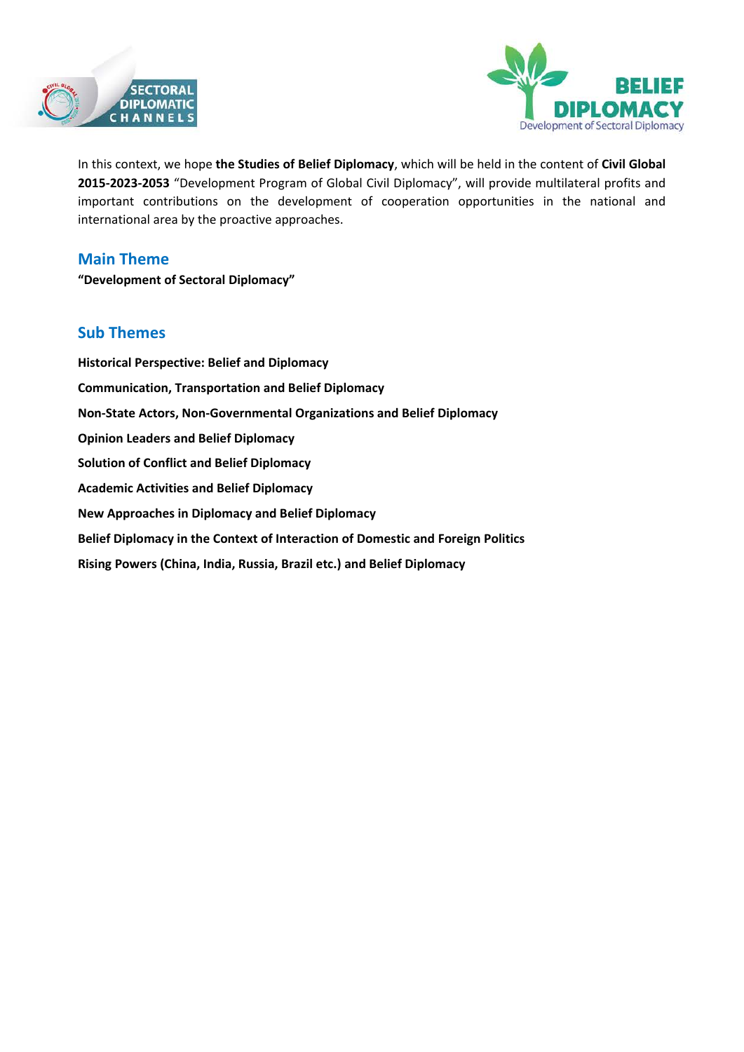In this context, we hope **the Studies of Belief Diplomacy**, which will be held in the content of **Civil Global 2015-2023-2053** "Development Program of Global Civil Diplomacy", will provide multilateral profits and important contributions on the development of cooperation opportunities in the national and international area by the proactive approaches.

## Main Theme

**"Development of Sectoral Diplomacy"**

## Sub Themes

**Historical Perspective: Belief and Diplomacy**

**Communication, Transportation and Belief Diplomacy**

**Non-State Actors, Non-Governmental Organizations and Belief Diplomacy**

**Opinion Leaders and Belief Diplomacy**

**Solution of Conflict and Belief Diplomacy**

**Academic Activities and Belief Diplomacy**

**New Approaches in Diplomacy and Belief Diplomacy**

**Belief Diplomacy in the Context of Interaction of Domestic and Foreign Politics**

**Rising Powers (China, India, Russia, Brazil etc.) and Belief Diplomacy**